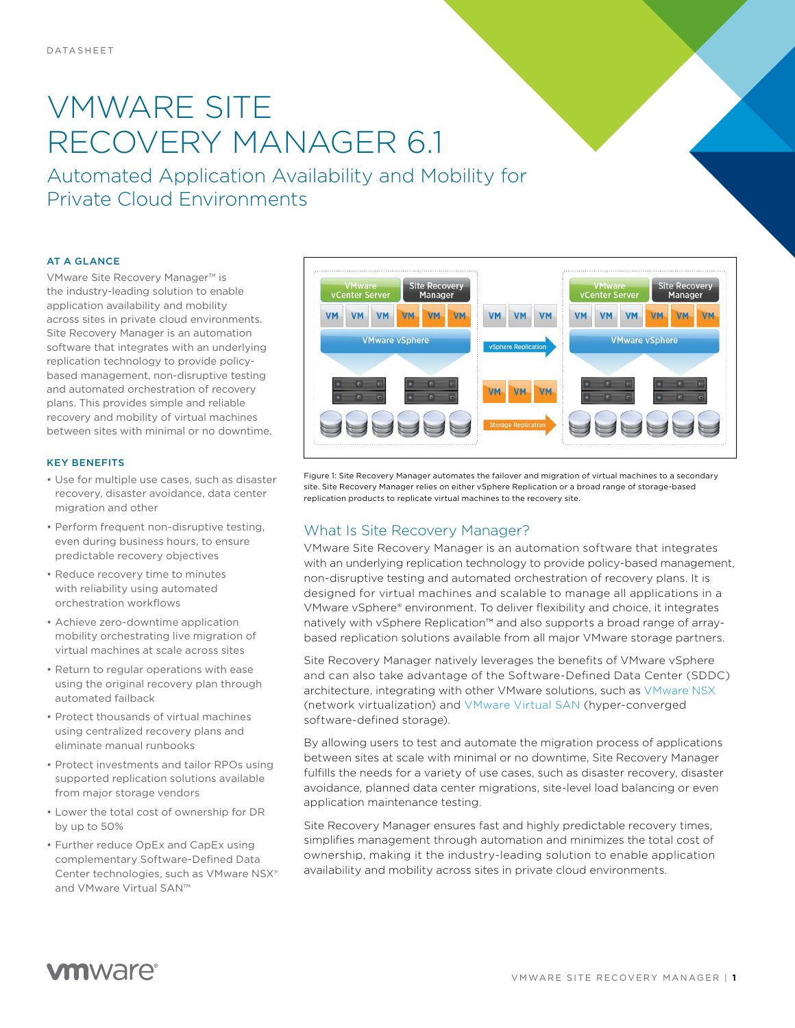DATASHEET

# VMWARE SITE RECOVERY MANAGER 6.1

## Automated Application Availability and Mobility for Private Cloud Environments

### AT A GLANCE

VMware Site Recovery Manager™ is the industry-leading solution to enable application availability and mobility across sites in private cloud environments. Site Recovery Manager is an automation software that integrates with an underlying replication technology to provide policy-based management, non-disruptive testing and automated orchestration of recovery plans. This provides simple and reliable recovery and mobility of virtual machines between sites with minimal or no downtime.

### KEY BENEFITS

- Use for multiple use cases, such as disaster recovery, disaster avoidance, data center migration and other
- Perform frequent non-disruptive testing, even during business hours, to ensure predictable recovery objectives
- Reduce recovery time to minutes with reliability using automated orchestration workflows
- Achieve zero-downtime application mobility orchestrating live migration of virtual machines at scale across sites
- Return to regular operations with ease using the original recovery plan through automated failback
- Protect thousands of virtual machines using centralized recovery plans and eliminate manual runbooks
- Protect investments and tailor RPOs using supported replication solutions available from major storage vendors
- Lower the total cost of ownership for DR by up to 50%
- Further reduce OpEx and CapEx using complementary Software-Defined Data Center technologies, such as VMware NSX® and VMware Virtual SAN™

Figure 1: Site Recovery Manager automates the failover and migration of virtual machines to a secondary site. Site Recovery Manager relies on either vSphere Replication or a broad range of storage-based replication products to replicate virtual machines to the recovery site.

## What Is Site Recovery Manager?

VMware Site Recovery Manager is an automation software that integrates with an underlying replication technology to provide policy-based management, non-disruptive testing and automated orchestration of recovery plans. It is designed for virtual machines and scalable to manage all applications in a VMware vSphere® environment. To deliver flexibility and choice, it integrates natively with vSphere Replication™ and also supports a broad range of array-based replication solutions available from all major VMware storage partners.

Site Recovery Manager natively leverages the benefits of VMware vSphere and can also take advantage of the Software-Defined Data Center (SDDC) architecture, integrating with other VMware solutions, such as VMware NSX (network virtualization) and VMware Virtual SAN (hyper-converged software-defined storage).

By allowing users to test and automate the migration process of applications between sites at scale with minimal or no downtime, Site Recovery Manager fulfills the needs for a variety of use cases, such as disaster recovery, disaster avoidance, planned data center migrations, site-level load balancing or even application maintenance testing.

Site Recovery Manager ensures fast and highly predictable recovery times, simplifies management through automation and minimizes the total cost of ownership, making it the industry-leading solution to enable application availability and mobility across sites in private cloud environments.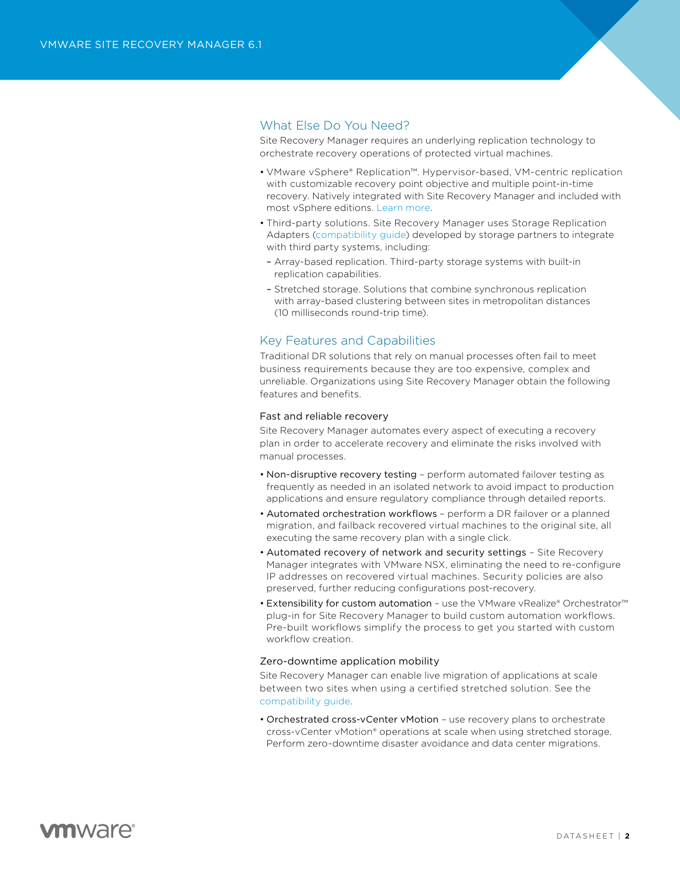## What Else Do You Need?

Site Recovery Manager requires an underlying replication technology to orchestrate recovery operations of protected virtual machines.

- VMware vSphere® Replication™. Hypervisor-based, VM-centric replication with customizable recovery point objective and multiple point-in-time recovery. Natively integrated with Site Recovery Manager and included with most vSphere editions. Learn more.
- Third-party solutions. Site Recovery Manager uses Storage Replication Adapters (compatibility guide) developed by storage partners to integrate with third party systems, including:
  - Array-based replication. Third-party storage systems with built-in replication capabilities.
  - Stretched storage. Solutions that combine synchronous replication with array-based clustering between sites in metropolitan distances (10 milliseconds round-trip time).

## Key Features and Capabilities

Traditional DR solutions that rely on manual processes often fail to meet business requirements because they are too expensive, complex and unreliable. Organizations using Site Recovery Manager obtain the following features and benefits.

### Fast and reliable recovery

Site Recovery Manager automates every aspect of executing a recovery plan in order to accelerate recovery and eliminate the risks involved with manual processes.

- Non-disruptive recovery testing – perform automated failover testing as frequently as needed in an isolated network to avoid impact to production applications and ensure regulatory compliance through detailed reports.
- Automated orchestration workflows – perform a DR failover or a planned migration, and failback recovered virtual machines to the original site, all executing the same recovery plan with a single click.
- Automated recovery of network and security settings – Site Recovery Manager integrates with VMware NSX, eliminating the need to re-configure IP addresses on recovered virtual machines. Security policies are also preserved, further reducing configurations post-recovery.
- Extensibility for custom automation – use the VMware vRealize® Orchestrator™ plug-in for Site Recovery Manager to build custom automation workflows. Pre-built workflows simplify the process to get you started with custom workflow creation.

### Zero-downtime application mobility

Site Recovery Manager can enable live migration of applications at scale between two sites when using a certified stretched solution. See the compatibility guide.

- Orchestrated cross-vCenter vMotion – use recovery plans to orchestrate cross-vCenter vMotion® operations at scale when using stretched storage. Perform zero-downtime disaster avoidance and data center migrations.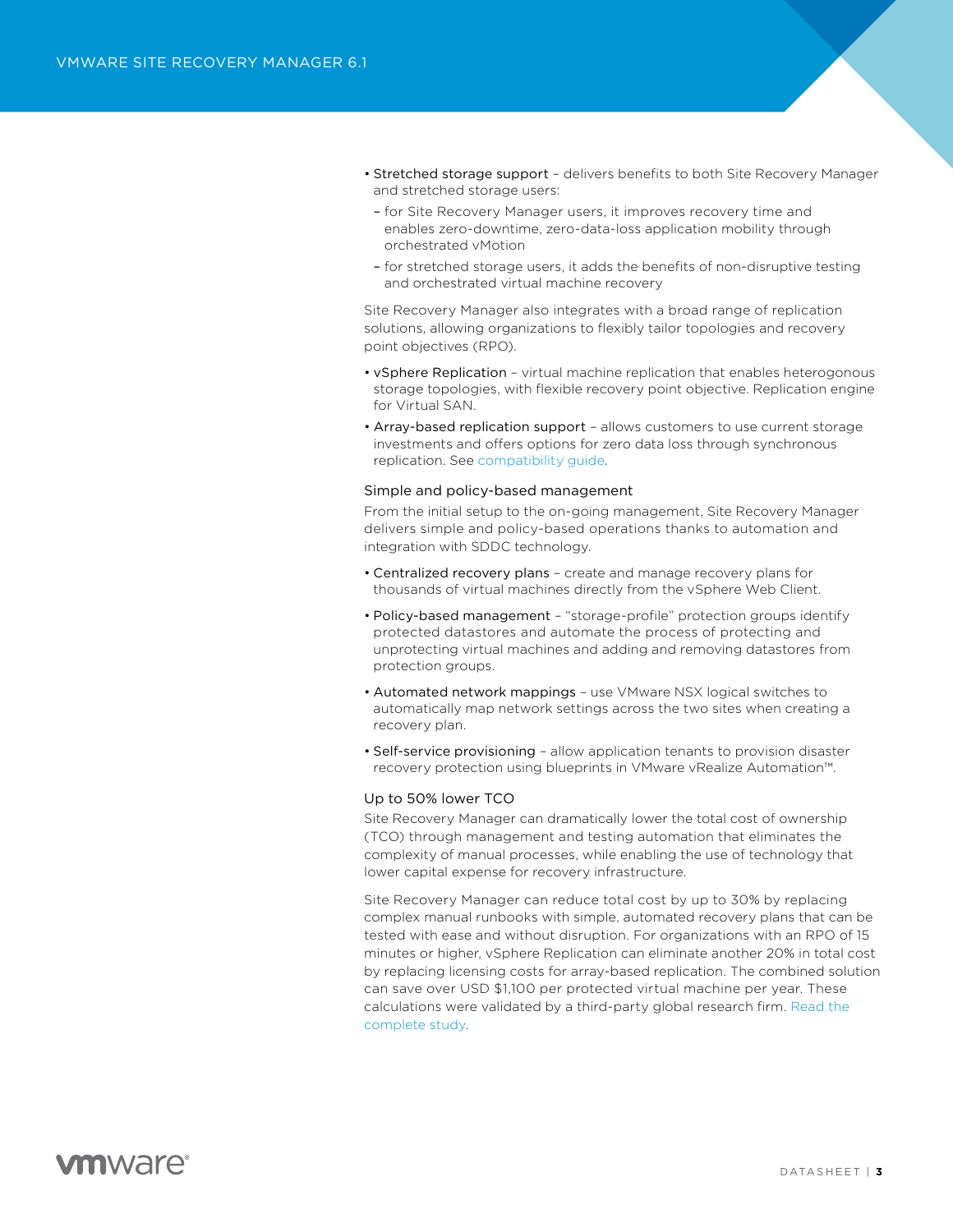- Stretched storage support – delivers benefits to both Site Recovery Manager and stretched storage users:
  - for Site Recovery Manager users, it improves recovery time and enables zero-downtime, zero-data-loss application mobility through orchestrated vMotion
  - for stretched storage users, it adds the benefits of non-disruptive testing and orchestrated virtual machine recovery

Site Recovery Manager also integrates with a broad range of replication solutions, allowing organizations to flexibly tailor topologies and recovery point objectives (RPO).

- vSphere Replication – virtual machine replication that enables heterogonous storage topologies, with flexible recovery point objective. Replication engine for Virtual SAN.
- Array-based replication support – allows customers to use current storage investments and offers options for zero data loss through synchronous replication. See compatibility guide.

### Simple and policy-based management

From the initial setup to the on-going management, Site Recovery Manager delivers simple and policy-based operations thanks to automation and integration with SDDC technology.

- Centralized recovery plans – create and manage recovery plans for thousands of virtual machines directly from the vSphere Web Client.
- Policy-based management – "storage-profile" protection groups identify protected datastores and automate the process of protecting and unprotecting virtual machines and adding and removing datastores from protection groups.
- Automated network mappings – use VMware NSX logical switches to automatically map network settings across the two sites when creating a recovery plan.
- Self-service provisioning – allow application tenants to provision disaster recovery protection using blueprints in VMware vRealize Automation™.

### Up to 50% lower TCO

Site Recovery Manager can dramatically lower the total cost of ownership (TCO) through management and testing automation that eliminates the complexity of manual processes, while enabling the use of technology that lower capital expense for recovery infrastructure.

Site Recovery Manager can reduce total cost by up to 30% by replacing complex manual runbooks with simple, automated recovery plans that can be tested with ease and without disruption. For organizations with an RPO of 15 minutes or higher, vSphere Replication can eliminate another 20% in total cost by replacing licensing costs for array-based replication. The combined solution can save over USD $1,100 per protected virtual machine per year. These calculations were validated by a third-party global research firm. Read the complete study.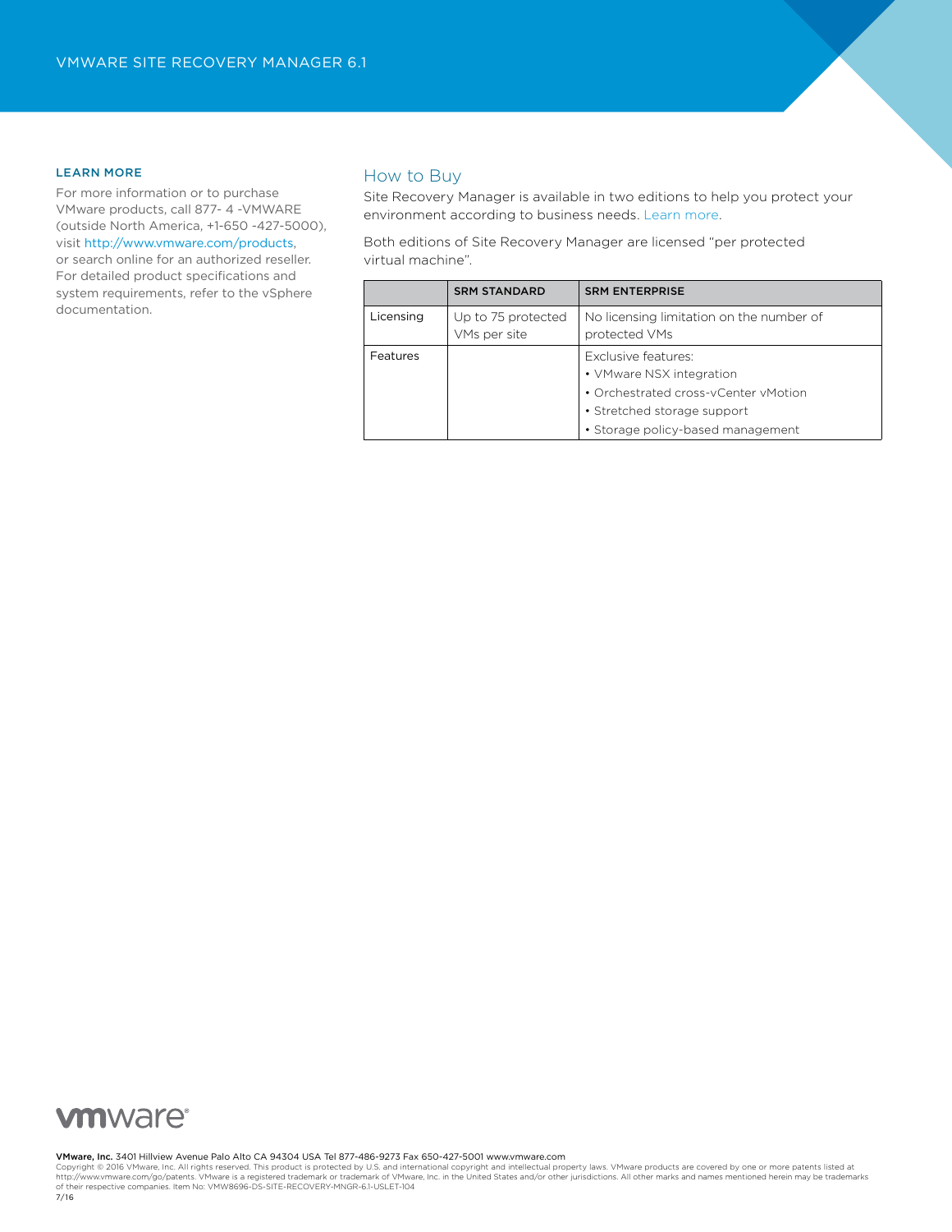### LEARN MORE

For more information or to purchase VMware products, call 877- 4 -VMWARE (outside North America, +1-650 -427-5000), visit http://www.vmware.com/products, or search online for an authorized reseller. For detailed product specifications and system requirements, refer to the vSphere documentation.

## How to Buy

Site Recovery Manager is available in two editions to help you protect your environment according to business needs. Learn more.

Both editions of Site Recovery Manager are licensed "per protected virtual machine".

| | SRM STANDARD | SRM ENTERPRISE |
|---|---|---|
| Licensing | Up to 75 protected VMs per site | No licensing limitation on the number of protected VMs |
| Features | | Exclusive features:<br>• VMware NSX integration<br>• Orchestrated cross-vCenter vMotion<br>• Stretched storage support<br>• Storage policy-based management |

**VMware, Inc.** 3401 Hillview Avenue Palo Alto CA 94304 USA Tel 877-486-9273 Fax 650-427-5001 www.vmware.com
Copyright © 2016 VMware, Inc. All rights reserved. This product is protected by U.S. and international copyright and intellectual property laws. VMware products are covered by one or more patents listed at http://www.vmware.com/go/patents. VMware is a registered trademark or trademark of VMware, Inc. in the United States and/or other jurisdictions. All other marks and names mentioned herein may be trademarks of their respective companies. Item No: VMW8696-DS-SITE-RECOVERY-MNGR-6.1-USLET-104
7/16